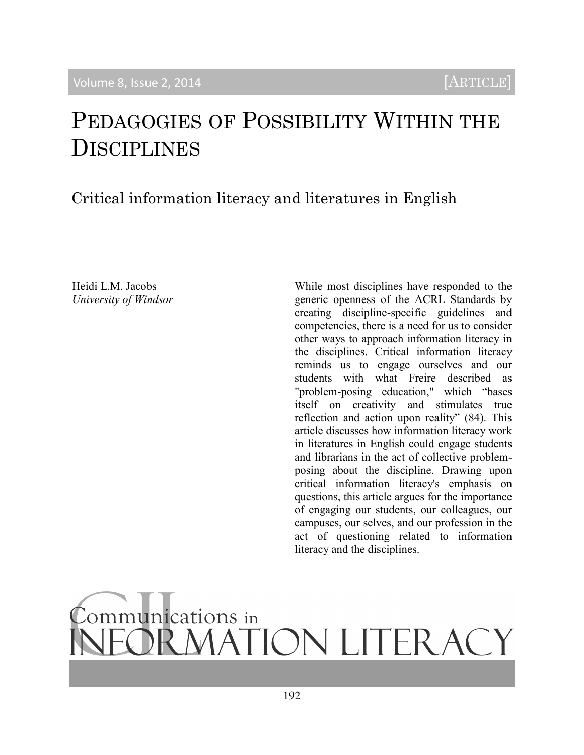# Pedagogies of Possibility Within the Disciplines

## Critical information literacy and literatures in English

Heidi L.M. Jacobs
*University of Windsor*

While most disciplines have responded to the generic openness of the ACRL Standards by creating discipline-specific guidelines and competencies, there is a need for us to consider other ways to approach information literacy in the disciplines. Critical information literacy reminds us to engage ourselves and our students with what Freire described as "problem-posing education," which "bases itself on creativity and stimulates true reflection and action upon reality" (84). This article discusses how information literacy work in literatures in English could engage students and librarians in the act of collective problem-posing about the discipline. Drawing upon critical information literacy's emphasis on questions, this article argues for the importance of engaging our students, our colleagues, our campuses, our selves, and our profession in the act of questioning related to information literacy and the disciplines.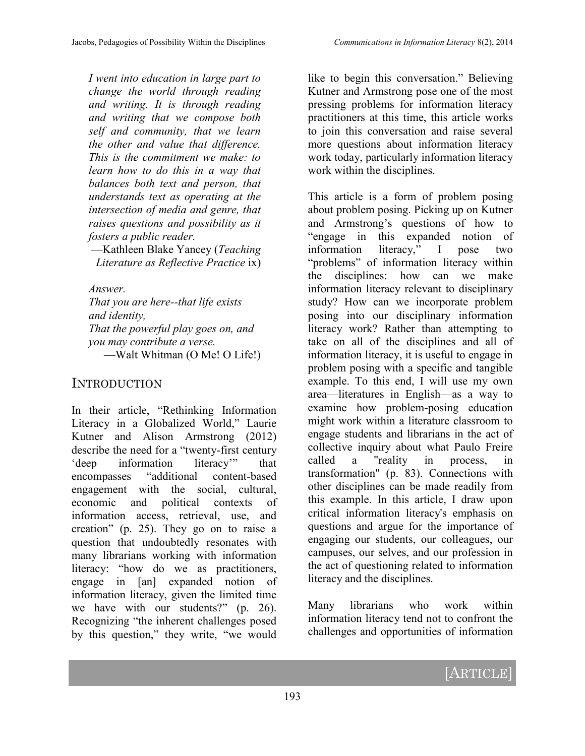*I went into education in large part to change the world through reading and writing. It is through reading and writing that we compose both self and community, that we learn the other and value that difference. This is the commitment we make: to learn how to do this in a way that balances both text and person, that understands text as operating at the intersection of media and genre, that raises questions and possibility as it fosters a public reader.*

—Kathleen Blake Yancey (*Teaching Literature as Reflective Practice* ix)

*Answer.*
*That you are here--that life exists and identity,*
*That the powerful play goes on, and you may contribute a verse.*

—Walt Whitman (O Me! O Life!)

## Introduction

In their article, "Rethinking Information Literacy in a Globalized World," Laurie Kutner and Alison Armstrong (2012) describe the need for a "twenty-first century 'deep information literacy'" that encompasses "additional content-based engagement with the social, cultural, economic and political contexts of information access, retrieval, use, and creation" (p. 25). They go on to raise a question that undoubtedly resonates with many librarians working with information literacy: "how do we as practitioners, engage in [an] expanded notion of information literacy, given the limited time we have with our students?" (p. 26). Recognizing "the inherent challenges posed by this question," they write, "we would like to begin this conversation." Believing Kutner and Armstrong pose one of the most pressing problems for information literacy practitioners at this time, this article works to join this conversation and raise several more questions about information literacy work today, particularly information literacy work within the disciplines.

This article is a form of problem posing about problem posing. Picking up on Kutner and Armstrong's questions of how to "engage in this expanded notion of information literacy," I pose two "problems" of information literacy within the disciplines: how can we make information literacy relevant to disciplinary study? How can we incorporate problem posing into our disciplinary information literacy work? Rather than attempting to take on all of the disciplines and all of information literacy, it is useful to engage in problem posing with a specific and tangible example. To this end, I will use my own area—literatures in English—as a way to examine how problem-posing education might work within a literature classroom to engage students and librarians in the act of collective inquiry about what Paulo Freire called a "reality in process, in transformation" (p. 83). Connections with other disciplines can be made readily from this example. In this article, I draw upon critical information literacy's emphasis on questions and argue for the importance of engaging our students, our colleagues, our campuses, our selves, and our profession in the act of questioning related to information literacy and the disciplines.

Many librarians who work within information literacy tend not to confront the challenges and opportunities of information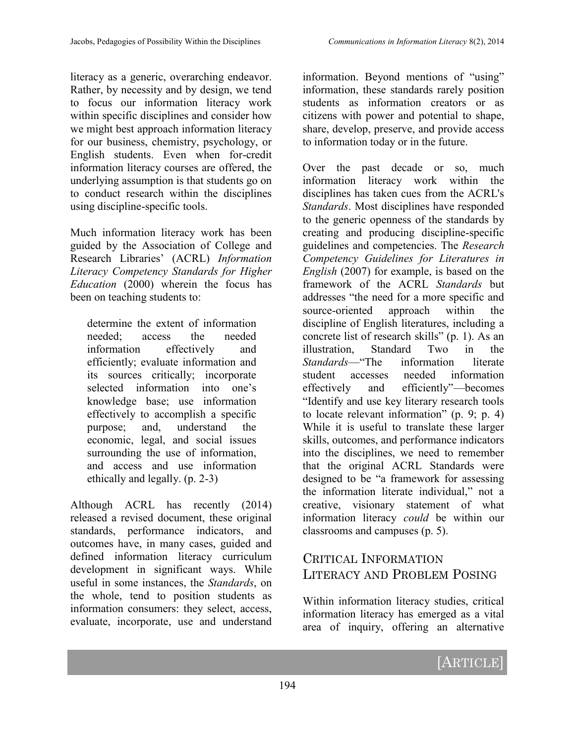literacy as a generic, overarching endeavor. Rather, by necessity and by design, we tend to focus our information literacy work within specific disciplines and consider how we might best approach information literacy for our business, chemistry, psychology, or English students. Even when for-credit information literacy courses are offered, the underlying assumption is that students go on to conduct research within the disciplines using discipline-specific tools.

Much information literacy work has been guided by the Association of College and Research Libraries' (ACRL) *Information Literacy Competency Standards for Higher Education* (2000) wherein the focus has been on teaching students to:

> determine the extent of information needed; access the needed information effectively and efficiently; evaluate information and its sources critically; incorporate selected information into one's knowledge base; use information effectively to accomplish a specific purpose; and, understand the economic, legal, and social issues surrounding the use of information, and access and use information ethically and legally. (p. 2-3)

Although ACRL has recently (2014) released a revised document, these original standards, performance indicators, and outcomes have, in many cases, guided and defined information literacy curriculum development in significant ways. While useful in some instances, the *Standards*, on the whole, tend to position students as information consumers: they select, access, evaluate, incorporate, use and understand information. Beyond mentions of "using" information, these standards rarely position students as information creators or as citizens with power and potential to shape, share, develop, preserve, and provide access to information today or in the future.

Over the past decade or so, much information literacy work within the disciplines has taken cues from the ACRL's *Standards*. Most disciplines have responded to the generic openness of the standards by creating and producing discipline-specific guidelines and competencies. The *Research Competency Guidelines for Literatures in English* (2007) for example, is based on the framework of the ACRL *Standards* but addresses "the need for a more specific and source-oriented approach within the discipline of English literatures, including a concrete list of research skills" (p. 1). As an illustration, Standard Two in the *Standards*—"The information literate student accesses needed information effectively and efficiently"—becomes "Identify and use key literary research tools to locate relevant information" (p. 9; p. 4) While it is useful to translate these larger skills, outcomes, and performance indicators into the disciplines, we need to remember that the original ACRL Standards were designed to be "a framework for assessing the information literate individual," not a creative, visionary statement of what information literacy *could* be within our classrooms and campuses (p. 5).

## Critical Information Literacy and Problem Posing

Within information literacy studies, critical information literacy has emerged as a vital area of inquiry, offering an alternative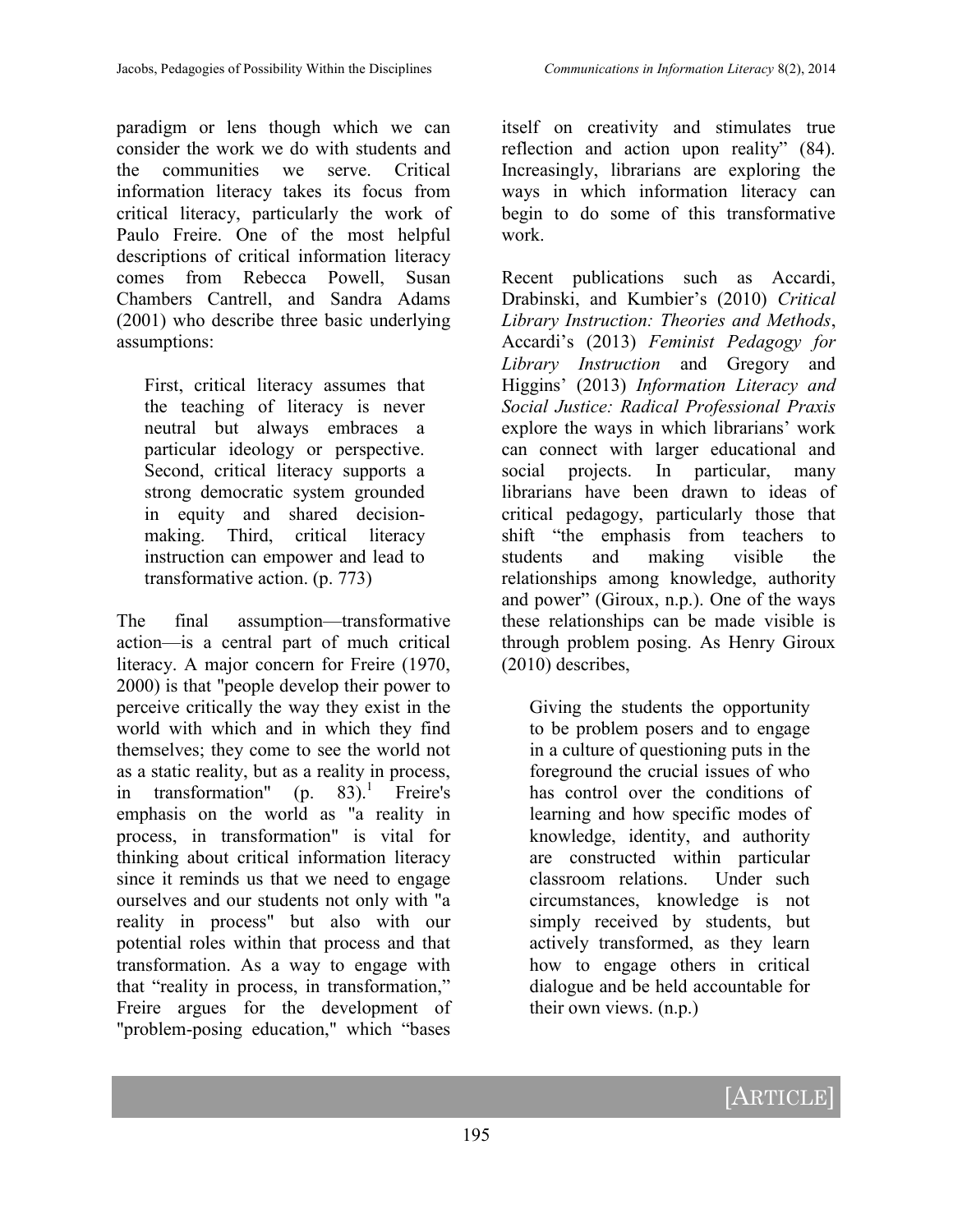paradigm or lens though which we can consider the work we do with students and the communities we serve. Critical information literacy takes its focus from critical literacy, particularly the work of Paulo Freire. One of the most helpful descriptions of critical information literacy comes from Rebecca Powell, Susan Chambers Cantrell, and Sandra Adams (2001) who describe three basic underlying assumptions:

> First, critical literacy assumes that the teaching of literacy is never neutral but always embraces a particular ideology or perspective. Second, critical literacy supports a strong democratic system grounded in equity and shared decision-making. Third, critical literacy instruction can empower and lead to transformative action. (p. 773)

The final assumption—transformative action—is a central part of much critical literacy. A major concern for Freire (1970, 2000) is that "people develop their power to perceive critically the way they exist in the world with which and in which they find themselves; they come to see the world not as a static reality, but as a reality in process, in transformation" (p. 83).[1] Freire's emphasis on the world as "a reality in process, in transformation" is vital for thinking about critical information literacy since it reminds us that we need to engage ourselves and our students not only with "a reality in process" but also with our potential roles within that process and that transformation. As a way to engage with that "reality in process, in transformation," Freire argues for the development of "problem-posing education," which "bases itself on creativity and stimulates true reflection and action upon reality" (84). Increasingly, librarians are exploring the ways in which information literacy can begin to do some of this transformative work.

Recent publications such as Accardi, Drabinski, and Kumbier's (2010) *Critical Library Instruction: Theories and Methods*, Accardi's (2013) *Feminist Pedagogy for Library Instruction* and Gregory and Higgins' (2013) *Information Literacy and Social Justice: Radical Professional Praxis* explore the ways in which librarians' work can connect with larger educational and social projects. In particular, many librarians have been drawn to ideas of critical pedagogy, particularly those that shift "the emphasis from teachers to students and making visible the relationships among knowledge, authority and power" (Giroux, n.p.). One of the ways these relationships can be made visible is through problem posing. As Henry Giroux (2010) describes,

> Giving the students the opportunity to be problem posers and to engage in a culture of questioning puts in the foreground the crucial issues of who has control over the conditions of learning and how specific modes of knowledge, identity, and authority are constructed within particular classroom relations. Under such circumstances, knowledge is not simply received by students, but actively transformed, as they learn how to engage others in critical dialogue and be held accountable for their own views. (n.p.)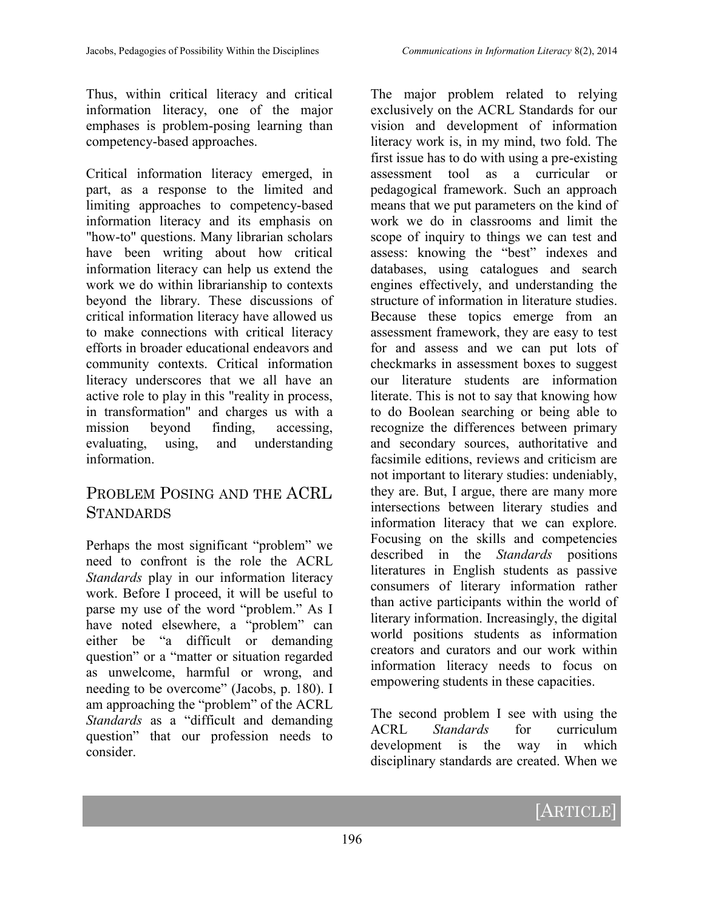Thus, within critical literacy and critical information literacy, one of the major emphases is problem-posing learning than competency-based approaches.

Critical information literacy emerged, in part, as a response to the limited and limiting approaches to competency-based information literacy and its emphasis on "how-to" questions. Many librarian scholars have been writing about how critical information literacy can help us extend the work we do within librarianship to contexts beyond the library. These discussions of critical information literacy have allowed us to make connections with critical literacy efforts in broader educational endeavors and community contexts. Critical information literacy underscores that we all have an active role to play in this "reality in process, in transformation" and charges us with a mission beyond finding, accessing, evaluating, using, and understanding information.

## Problem Posing and the ACRL Standards

Perhaps the most significant "problem" we need to confront is the role the ACRL *Standards* play in our information literacy work. Before I proceed, it will be useful to parse my use of the word "problem." As I have noted elsewhere, a "problem" can either be "a difficult or demanding question" or a "matter or situation regarded as unwelcome, harmful or wrong, and needing to be overcome" (Jacobs, p. 180). I am approaching the "problem" of the ACRL *Standards* as a "difficult and demanding question" that our profession needs to consider.

The major problem related to relying exclusively on the ACRL Standards for our vision and development of information literacy work is, in my mind, two fold. The first issue has to do with using a pre-existing assessment tool as a curricular or pedagogical framework. Such an approach means that we put parameters on the kind of work we do in classrooms and limit the scope of inquiry to things we can test and assess: knowing the "best" indexes and databases, using catalogues and search engines effectively, and understanding the structure of information in literature studies. Because these topics emerge from an assessment framework, they are easy to test for and assess and we can put lots of checkmarks in assessment boxes to suggest our literature students are information literate. This is not to say that knowing how to do Boolean searching or being able to recognize the differences between primary and secondary sources, authoritative and facsimile editions, reviews and criticism are not important to literary studies: undeniably, they are. But, I argue, there are many more intersections between literary studies and information literacy that we can explore. Focusing on the skills and competencies described in the *Standards* positions literatures in English students as passive consumers of literary information rather than active participants within the world of literary information. Increasingly, the digital world positions students as information creators and curators and our work within information literacy needs to focus on empowering students in these capacities.

The second problem I see with using the ACRL *Standards* for curriculum development is the way in which disciplinary standards are created. When we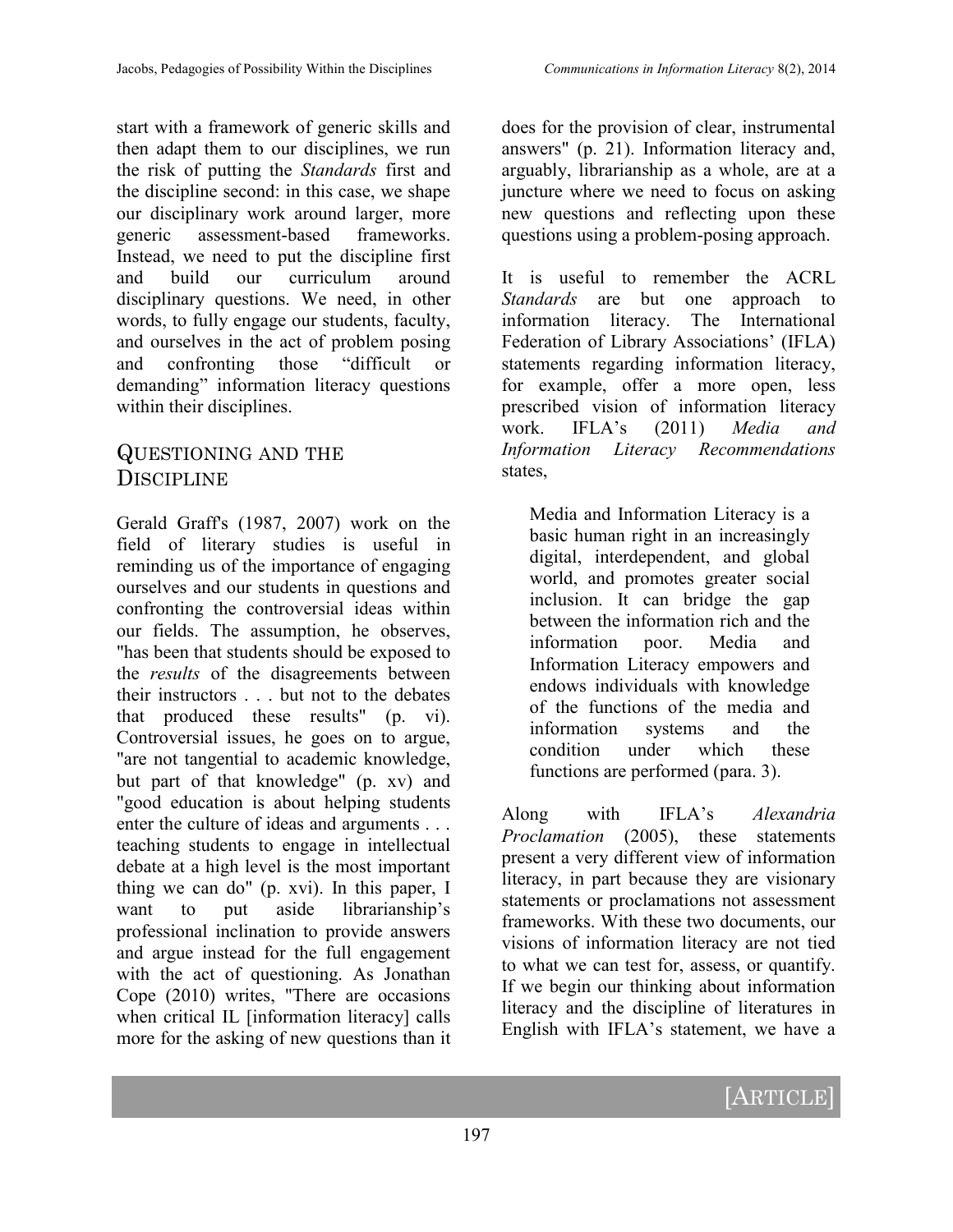start with a framework of generic skills and then adapt them to our disciplines, we run the risk of putting the *Standards* first and the discipline second: in this case, we shape our disciplinary work around larger, more generic assessment-based frameworks. Instead, we need to put the discipline first and build our curriculum around disciplinary questions. We need, in other words, to fully engage our students, faculty, and ourselves in the act of problem posing and confronting those "difficult or demanding" information literacy questions within their disciplines.

## QUESTIONING AND THE DISCIPLINE

Gerald Graff's (1987, 2007) work on the field of literary studies is useful in reminding us of the importance of engaging ourselves and our students in questions and confronting the controversial ideas within our fields. The assumption, he observes, "has been that students should be exposed to the *results* of the disagreements between their instructors . . . but not to the debates that produced these results" (p. vi). Controversial issues, he goes on to argue, "are not tangential to academic knowledge, but part of that knowledge" (p. xv) and "good education is about helping students enter the culture of ideas and arguments . . . teaching students to engage in intellectual debate at a high level is the most important thing we can do" (p. xvi). In this paper, I want to put aside librarianship's professional inclination to provide answers and argue instead for the full engagement with the act of questioning. As Jonathan Cope (2010) writes, "There are occasions when critical IL [information literacy] calls more for the asking of new questions than it does for the provision of clear, instrumental answers" (p. 21). Information literacy and, arguably, librarianship as a whole, are at a juncture where we need to focus on asking new questions and reflecting upon these questions using a problem-posing approach.

It is useful to remember the ACRL *Standards* are but one approach to information literacy. The International Federation of Library Associations' (IFLA) statements regarding information literacy, for example, offer a more open, less prescribed vision of information literacy work. IFLA's (2011) *Media and Information Literacy Recommendations* states,

> Media and Information Literacy is a basic human right in an increasingly digital, interdependent, and global world, and promotes greater social inclusion. It can bridge the gap between the information rich and the information poor. Media and Information Literacy empowers and endows individuals with knowledge of the functions of the media and information systems and the condition under which these functions are performed (para. 3).

Along with IFLA's *Alexandria Proclamation* (2005), these statements present a very different view of information literacy, in part because they are visionary statements or proclamations not assessment frameworks. With these two documents, our visions of information literacy are not tied to what we can test for, assess, or quantify. If we begin our thinking about information literacy and the discipline of literatures in English with IFLA's statement, we have a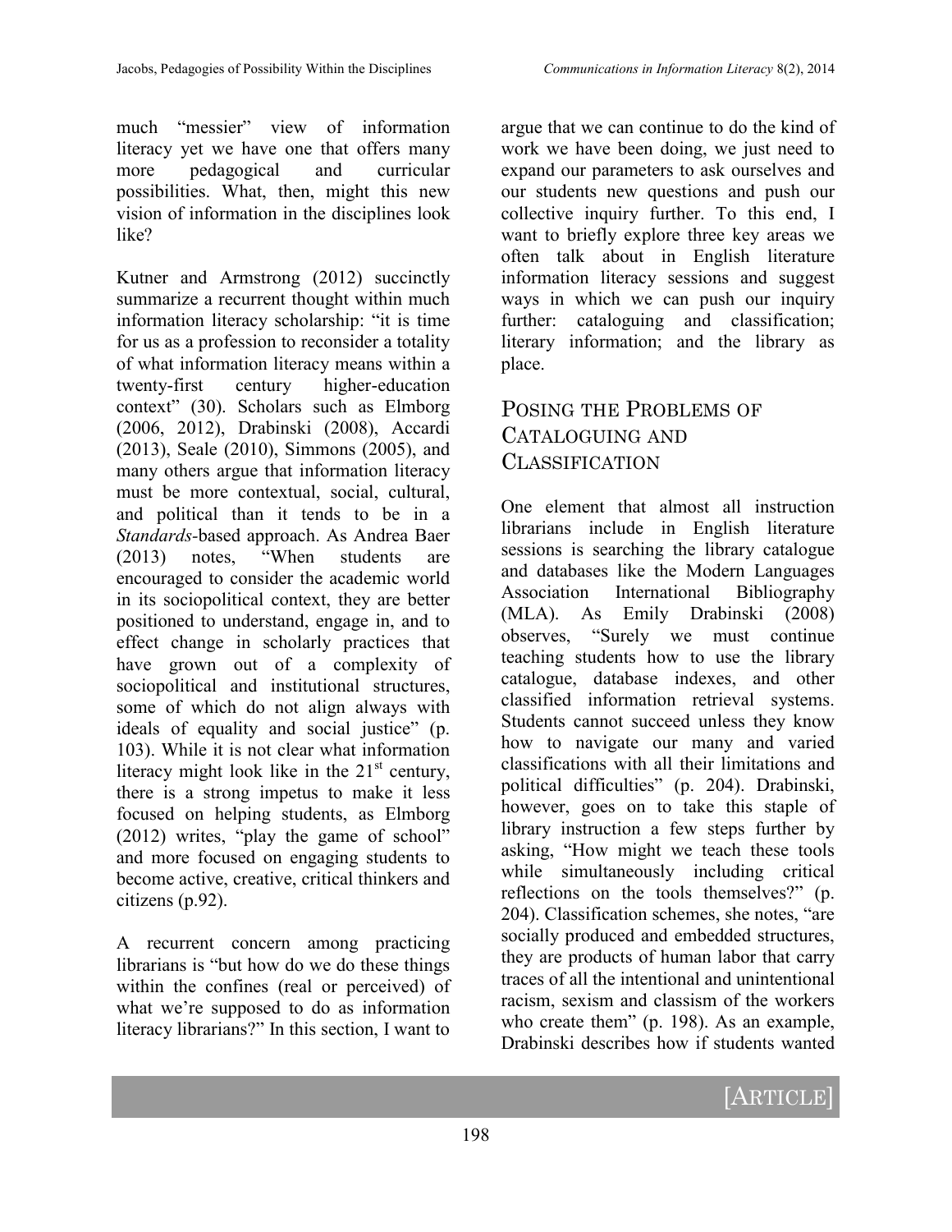much "messier" view of information literacy yet we have one that offers many more pedagogical and curricular possibilities. What, then, might this new vision of information in the disciplines look like?

Kutner and Armstrong (2012) succinctly summarize a recurrent thought within much information literacy scholarship: "it is time for us as a profession to reconsider a totality of what information literacy means within a twenty-first century higher-education context" (30). Scholars such as Elmborg (2006, 2012), Drabinski (2008), Accardi (2013), Seale (2010), Simmons (2005), and many others argue that information literacy must be more contextual, social, cultural, and political than it tends to be in a *Standards*-based approach. As Andrea Baer (2013) notes, "When students are encouraged to consider the academic world in its sociopolitical context, they are better positioned to understand, engage in, and to effect change in scholarly practices that have grown out of a complexity of sociopolitical and institutional structures, some of which do not align always with ideals of equality and social justice" (p. 103). While it is not clear what information literacy might look like in the 21st century, there is a strong impetus to make it less focused on helping students, as Elmborg (2012) writes, "play the game of school" and more focused on engaging students to become active, creative, critical thinkers and citizens (p.92).

A recurrent concern among practicing librarians is "but how do we do these things within the confines (real or perceived) of what we're supposed to do as information literacy librarians?" In this section, I want to argue that we can continue to do the kind of work we have been doing, we just need to expand our parameters to ask ourselves and our students new questions and push our collective inquiry further. To this end, I want to briefly explore three key areas we often talk about in English literature information literacy sessions and suggest ways in which we can push our inquiry further: cataloguing and classification; literary information; and the library as place.

## Posing the Problems of Cataloguing and Classification

One element that almost all instruction librarians include in English literature sessions is searching the library catalogue and databases like the Modern Languages Association International Bibliography (MLA). As Emily Drabinski (2008) observes, "Surely we must continue teaching students how to use the library catalogue, database indexes, and other classified information retrieval systems. Students cannot succeed unless they know how to navigate our many and varied classifications with all their limitations and political difficulties" (p. 204). Drabinski, however, goes on to take this staple of library instruction a few steps further by asking, "How might we teach these tools while simultaneously including critical reflections on the tools themselves?" (p. 204). Classification schemes, she notes, "are socially produced and embedded structures, they are products of human labor that carry traces of all the intentional and unintentional racism, sexism and classism of the workers who create them" (p. 198). As an example, Drabinski describes how if students wanted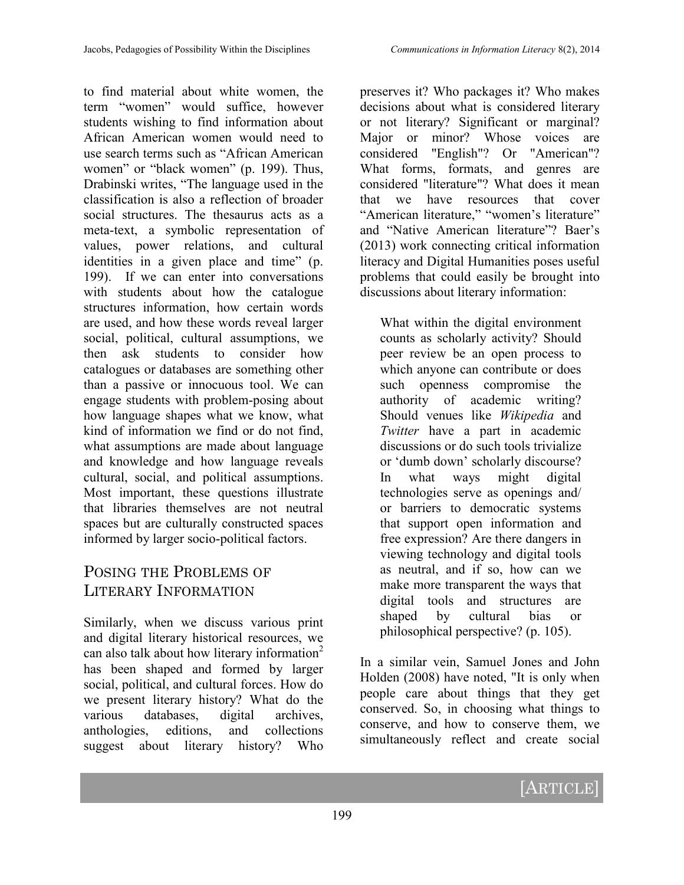to find material about white women, the term "women" would suffice, however students wishing to find information about African American women would need to use search terms such as "African American women" or "black women" (p. 199). Thus, Drabinski writes, "The language used in the classification is also a reflection of broader social structures. The thesaurus acts as a meta-text, a symbolic representation of values, power relations, and cultural identities in a given place and time" (p. 199). If we can enter into conversations with students about how the catalogue structures information, how certain words are used, and how these words reveal larger social, political, cultural assumptions, we then ask students to consider how catalogues or databases are something other than a passive or innocuous tool. We can engage students with problem-posing about how language shapes what we know, what kind of information we find or do not find, what assumptions are made about language and knowledge and how language reveals cultural, social, and political assumptions. Most important, these questions illustrate that libraries themselves are not neutral spaces but are culturally constructed spaces informed by larger socio-political factors.

## Posing the Problems of Literary Information

Similarly, when we discuss various print and digital literary historical resources, we can also talk about how literary information[2] has been shaped and formed by larger social, political, and cultural forces. How do we present literary history? What do the various databases, digital archives, anthologies, editions, and collections suggest about literary history? Who preserves it? Who packages it? Who makes decisions about what is considered literary or not literary? Significant or marginal? Major or minor? Whose voices are considered "English"? Or "American"? What forms, formats, and genres are considered "literature"? What does it mean that we have resources that cover "American literature," "women's literature" and "Native American literature"? Baer's (2013) work connecting critical information literacy and Digital Humanities poses useful problems that could easily be brought into discussions about literary information:

> What within the digital environment counts as scholarly activity? Should peer review be an open process to which anyone can contribute or does such openness compromise the authority of academic writing? Should venues like *Wikipedia* and *Twitter* have a part in academic discussions or do such tools trivialize or 'dumb down' scholarly discourse? In what ways might digital technologies serve as openings and/ or barriers to democratic systems that support open information and free expression? Are there dangers in viewing technology and digital tools as neutral, and if so, how can we make more transparent the ways that digital tools and structures are shaped by cultural bias or philosophical perspective? (p. 105).

In a similar vein, Samuel Jones and John Holden (2008) have noted, "It is only when people care about things that they get conserved. So, in choosing what things to conserve, and how to conserve them, we simultaneously reflect and create social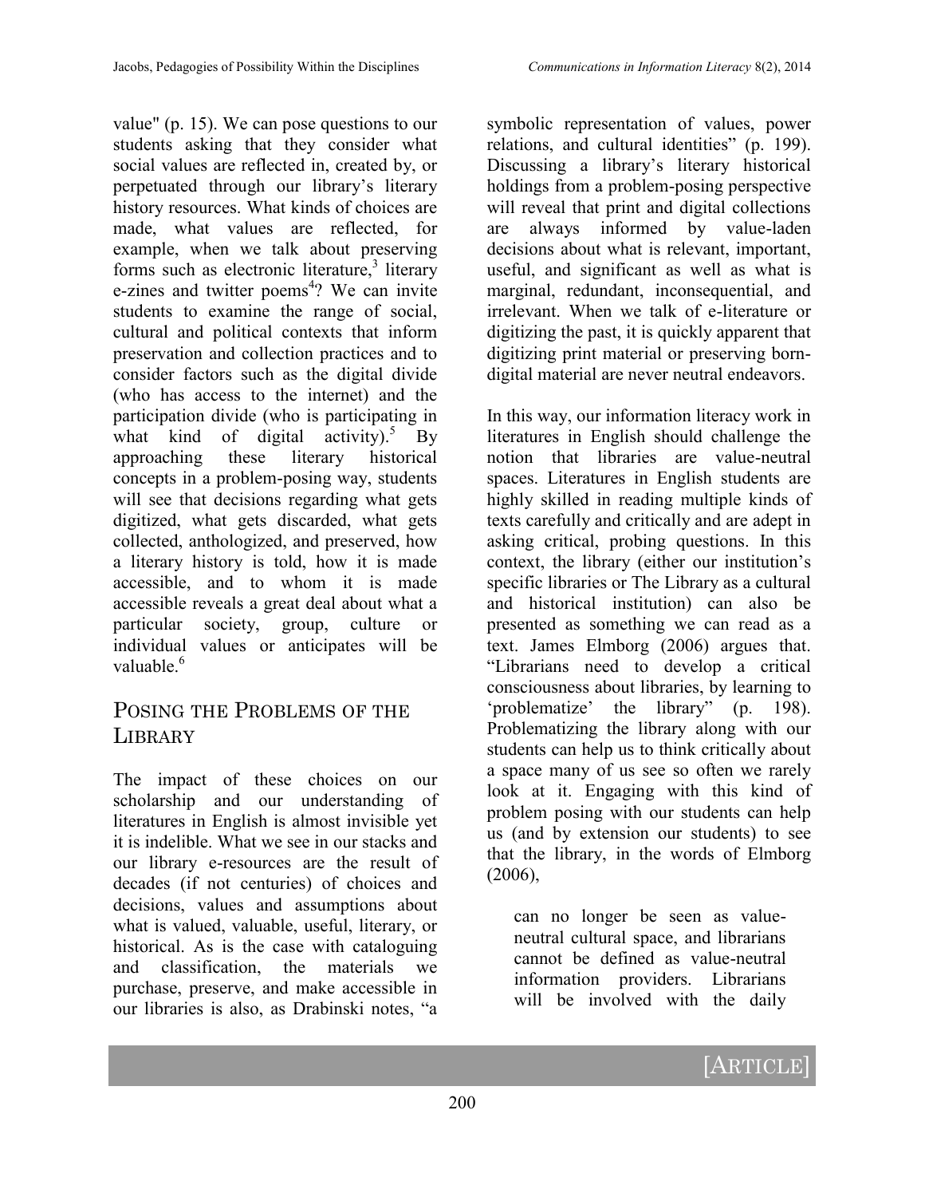value" (p. 15). We can pose questions to our students asking that they consider what social values are reflected in, created by, or perpetuated through our library's literary history resources. What kinds of choices are made, what values are reflected, for example, when we talk about preserving forms such as electronic literature,[3] literary e-zines and twitter poems[4]? We can invite students to examine the range of social, cultural and political contexts that inform preservation and collection practices and to consider factors such as the digital divide (who has access to the internet) and the participation divide (who is participating in what kind of digital activity).[5] By approaching these literary historical concepts in a problem-posing way, students will see that decisions regarding what gets digitized, what gets discarded, what gets collected, anthologized, and preserved, how a literary history is told, how it is made accessible, and to whom it is made accessible reveals a great deal about what a particular society, group, culture or individual values or anticipates will be valuable.[6]

## Posing the Problems of the Library

The impact of these choices on our scholarship and our understanding of literatures in English is almost invisible yet it is indelible. What we see in our stacks and our library e-resources are the result of decades (if not centuries) of choices and decisions, values and assumptions about what is valued, valuable, useful, literary, or historical. As is the case with cataloguing and classification, the materials we purchase, preserve, and make accessible in our libraries is also, as Drabinski notes, "a symbolic representation of values, power relations, and cultural identities" (p. 199). Discussing a library's literary historical holdings from a problem-posing perspective will reveal that print and digital collections are always informed by value-laden decisions about what is relevant, important, useful, and significant as well as what is marginal, redundant, inconsequential, and irrelevant. When we talk of e-literature or digitizing the past, it is quickly apparent that digitizing print material or preserving born-digital material are never neutral endeavors.

In this way, our information literacy work in literatures in English should challenge the notion that libraries are value-neutral spaces. Literatures in English students are highly skilled in reading multiple kinds of texts carefully and critically and are adept in asking critical, probing questions. In this context, the library (either our institution's specific libraries or The Library as a cultural and historical institution) can also be presented as something we can read as a text. James Elmborg (2006) argues that. "Librarians need to develop a critical consciousness about libraries, by learning to 'problematize' the library" (p. 198). Problematizing the library along with our students can help us to think critically about a space many of us see so often we rarely look at it. Engaging with this kind of problem posing with our students can help us (and by extension our students) to see that the library, in the words of Elmborg (2006),

> can no longer be seen as value-neutral cultural space, and librarians cannot be defined as value-neutral information providers. Librarians will be involved with the daily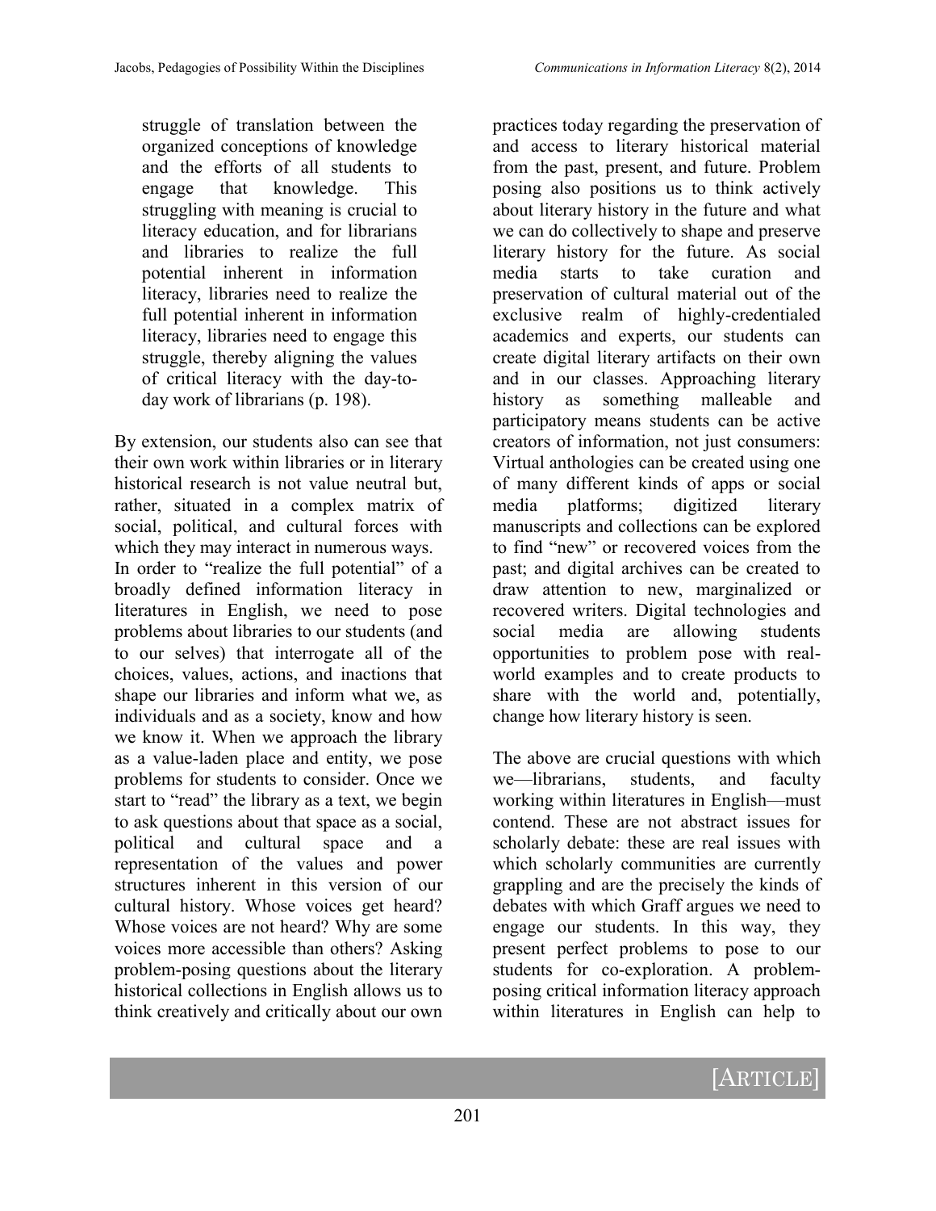> struggle of translation between the organized conceptions of knowledge and the efforts of all students to engage that knowledge. This struggling with meaning is crucial to literacy education, and for librarians and libraries to realize the full potential inherent in information literacy, libraries need to realize the full potential inherent in information literacy, libraries need to engage this struggle, thereby aligning the values of critical literacy with the day-to-day work of librarians (p. 198).

By extension, our students also can see that their own work within libraries or in literary historical research is not value neutral but, rather, situated in a complex matrix of social, political, and cultural forces with which they may interact in numerous ways. In order to "realize the full potential" of a broadly defined information literacy in literatures in English, we need to pose problems about libraries to our students (and to our selves) that interrogate all of the choices, values, actions, and inactions that shape our libraries and inform what we, as individuals and as a society, know and how we know it. When we approach the library as a value-laden place and entity, we pose problems for students to consider. Once we start to "read" the library as a text, we begin to ask questions about that space as a social, political and cultural space and a representation of the values and power structures inherent in this version of our cultural history. Whose voices get heard? Whose voices are not heard? Why are some voices more accessible than others? Asking problem-posing questions about the literary historical collections in English allows us to think creatively and critically about our own practices today regarding the preservation of and access to literary historical material from the past, present, and future. Problem posing also positions us to think actively about literary history in the future and what we can do collectively to shape and preserve literary history for the future. As social media starts to take curation and preservation of cultural material out of the exclusive realm of highly-credentialed academics and experts, our students can create digital literary artifacts on their own and in our classes. Approaching literary history as something malleable and participatory means students can be active creators of information, not just consumers: Virtual anthologies can be created using one of many different kinds of apps or social media platforms; digitized literary manuscripts and collections can be explored to find "new" or recovered voices from the past; and digital archives can be created to draw attention to new, marginalized or recovered writers. Digital technologies and social media are allowing students opportunities to problem pose with real-world examples and to create products to share with the world and, potentially, change how literary history is seen.

The above are crucial questions with which we—librarians, students, and faculty working within literatures in English—must contend. These are not abstract issues for scholarly debate: these are real issues with which scholarly communities are currently grappling and are the precisely the kinds of debates with which Graff argues we need to engage our students. In this way, they present perfect problems to pose to our students for co-exploration. A problem-posing critical information literacy approach within literatures in English can help to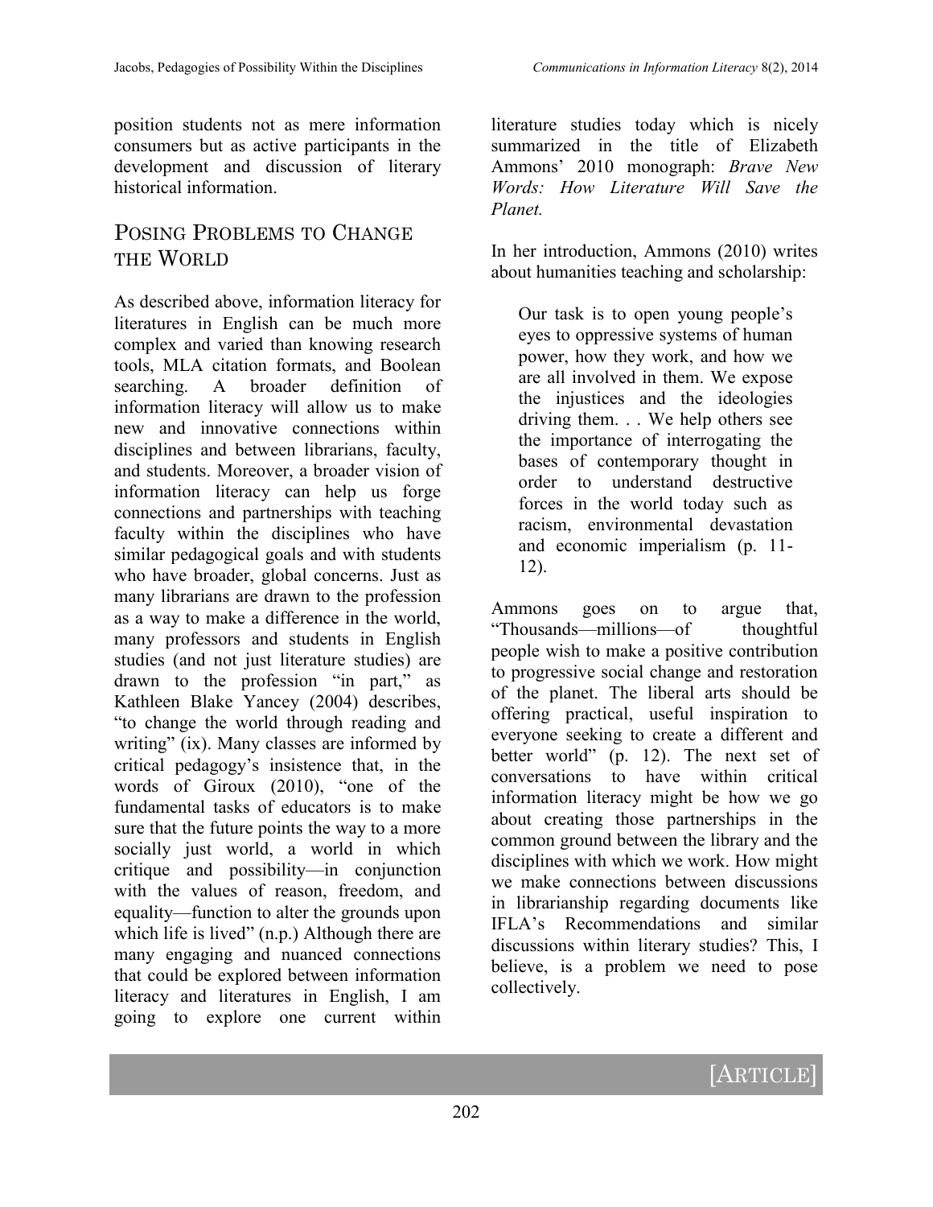position students not as mere information consumers but as active participants in the development and discussion of literary historical information.

## Posing Problems to Change the World

As described above, information literacy for literatures in English can be much more complex and varied than knowing research tools, MLA citation formats, and Boolean searching. A broader definition of information literacy will allow us to make new and innovative connections within disciplines and between librarians, faculty, and students. Moreover, a broader vision of information literacy can help us forge connections and partnerships with teaching faculty within the disciplines who have similar pedagogical goals and with students who have broader, global concerns. Just as many librarians are drawn to the profession as a way to make a difference in the world, many professors and students in English studies (and not just literature studies) are drawn to the profession "in part," as Kathleen Blake Yancey (2004) describes, "to change the world through reading and writing" (ix). Many classes are informed by critical pedagogy's insistence that, in the words of Giroux (2010), "one of the fundamental tasks of educators is to make sure that the future points the way to a more socially just world, a world in which critique and possibility—in conjunction with the values of reason, freedom, and equality—function to alter the grounds upon which life is lived" (n.p.) Although there are many engaging and nuanced connections that could be explored between information literacy and literatures in English, I am going to explore one current within literature studies today which is nicely summarized in the title of Elizabeth Ammons' 2010 monograph: *Brave New Words: How Literature Will Save the Planet.*

In her introduction, Ammons (2010) writes about humanities teaching and scholarship:

> Our task is to open young people's eyes to oppressive systems of human power, how they work, and how we are all involved in them. We expose the injustices and the ideologies driving them. . . We help others see the importance of interrogating the bases of contemporary thought in order to understand destructive forces in the world today such as racism, environmental devastation and economic imperialism (p. 11-12).

Ammons goes on to argue that, "Thousands—millions—of thoughtful people wish to make a positive contribution to progressive social change and restoration of the planet. The liberal arts should be offering practical, useful inspiration to everyone seeking to create a different and better world" (p. 12). The next set of conversations to have within critical information literacy might be how we go about creating those partnerships in the common ground between the library and the disciplines with which we work. How might we make connections between discussions in librarianship regarding documents like IFLA's Recommendations and similar discussions within literary studies? This, I believe, is a problem we need to pose collectively.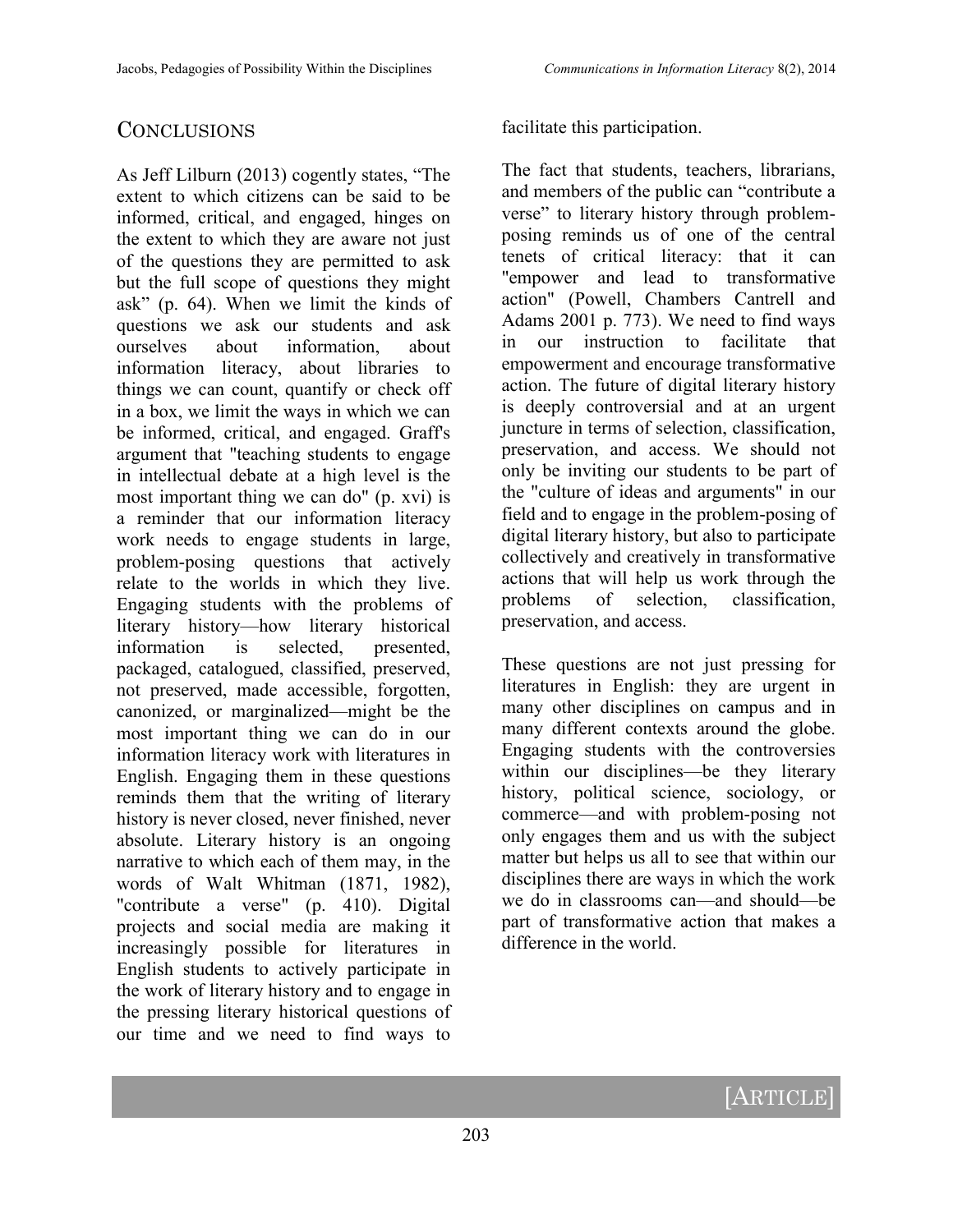## CONCLUSIONS

As Jeff Lilburn (2013) cogently states, "The extent to which citizens can be said to be informed, critical, and engaged, hinges on the extent to which they are aware not just of the questions they are permitted to ask but the full scope of questions they might ask" (p. 64). When we limit the kinds of questions we ask our students and ask ourselves about information, about information literacy, about libraries to things we can count, quantify or check off in a box, we limit the ways in which we can be informed, critical, and engaged. Graff's argument that "teaching students to engage in intellectual debate at a high level is the most important thing we can do" (p. xvi) is a reminder that our information literacy work needs to engage students in large, problem-posing questions that actively relate to the worlds in which they live. Engaging students with the problems of literary history—how literary historical information is selected, presented, packaged, catalogued, classified, preserved, not preserved, made accessible, forgotten, canonized, or marginalized—might be the most important thing we can do in our information literacy work with literatures in English. Engaging them in these questions reminds them that the writing of literary history is never closed, never finished, never absolute. Literary history is an ongoing narrative to which each of them may, in the words of Walt Whitman (1871, 1982), "contribute a verse" (p. 410). Digital projects and social media are making it increasingly possible for literatures in English students to actively participate in the work of literary history and to engage in the pressing literary historical questions of our time and we need to find ways to facilitate this participation.

The fact that students, teachers, librarians, and members of the public can "contribute a verse" to literary history through problem-posing reminds us of one of the central tenets of critical literacy: that it can "empower and lead to transformative action" (Powell, Chambers Cantrell and Adams 2001 p. 773). We need to find ways in our instruction to facilitate that empowerment and encourage transformative action. The future of digital literary history is deeply controversial and at an urgent juncture in terms of selection, classification, preservation, and access. We should not only be inviting our students to be part of the "culture of ideas and arguments" in our field and to engage in the problem-posing of digital literary history, but also to participate collectively and creatively in transformative actions that will help us work through the problems of selection, classification, preservation, and access.

These questions are not just pressing for literatures in English: they are urgent in many other disciplines on campus and in many different contexts around the globe. Engaging students with the controversies within our disciplines—be they literary history, political science, sociology, or commerce—and with problem-posing not only engages them and us with the subject matter but helps us all to see that within our disciplines there are ways in which the work we do in classrooms can—and should—be part of transformative action that makes a difference in the world.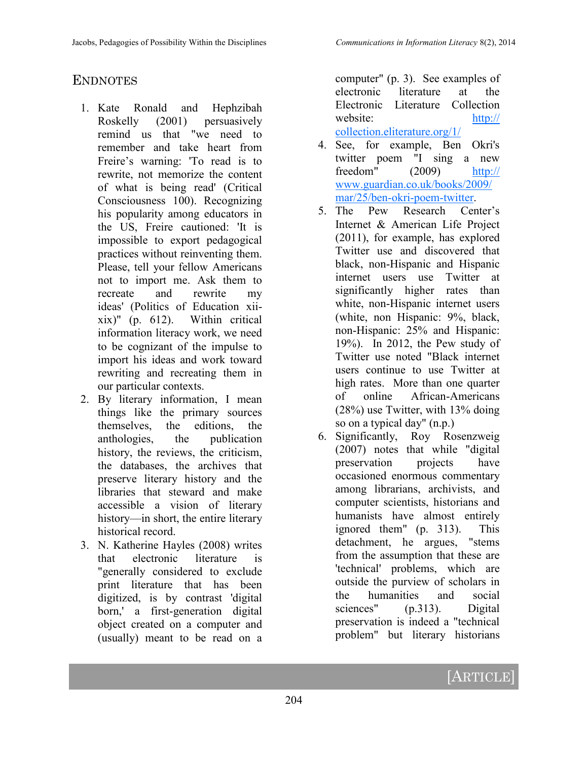## ENDNOTES

1. Kate Ronald and Hephzibah Roskelly (2001) persuasively remind us that "we need to remember and take heart from Freire's warning: 'To read is to rewrite, not memorize the content of what is being read' (Critical Consciousness 100). Recognizing his popularity among educators in the US, Freire cautioned: 'It is impossible to export pedagogical practices without reinventing them. Please, tell your fellow Americans not to import me. Ask them to recreate and rewrite my ideas' (Politics of Education xii-xix)" (p. 612). Within critical information literacy work, we need to be cognizant of the impulse to import his ideas and work toward rewriting and recreating them in our particular contexts.
2. By literary information, I mean things like the primary sources themselves, the editions, the anthologies, the publication history, the reviews, the criticism, the databases, the archives that preserve literary history and the libraries that steward and make accessible a vision of literary history—in short, the entire literary historical record.
3. N. Katherine Hayles (2008) writes that electronic literature is "generally considered to exclude print literature that has been digitized, is by contrast 'digital born,' a first-generation digital object created on a computer and (usually) meant to be read on a computer" (p. 3). See examples of electronic literature at the Electronic Literature Collection website: [http://collection.eliterature.org/1/](http://collection.eliterature.org/1/)
4. See, for example, Ben Okri's twitter poem "I sing a new freedom" (2009) [http://www.guardian.co.uk/books/2009/mar/25/ben-okri-poem-twitter](http://www.guardian.co.uk/books/2009/mar/25/ben-okri-poem-twitter).
5. The Pew Research Center's Internet & American Life Project (2011), for example, has explored Twitter use and discovered that black, non-Hispanic and Hispanic internet users use Twitter at significantly higher rates than white, non-Hispanic internet users (white, non Hispanic: 9%, black, non-Hispanic: 25% and Hispanic: 19%). In 2012, the Pew study of Twitter use noted "Black internet users continue to use Twitter at high rates. More than one quarter of online African-Americans (28%) use Twitter, with 13% doing so on a typical day" (n.p.)
6. Significantly, Roy Rosenzweig (2007) notes that while "digital preservation projects have occasioned enormous commentary among librarians, archivists, and computer scientists, historians and humanists have almost entirely ignored them" (p. 313). This detachment, he argues, "stems from the assumption that these are 'technical' problems, which are outside the purview of scholars in the humanities and social sciences" (p.313). Digital preservation is indeed a "technical problem" but literary historians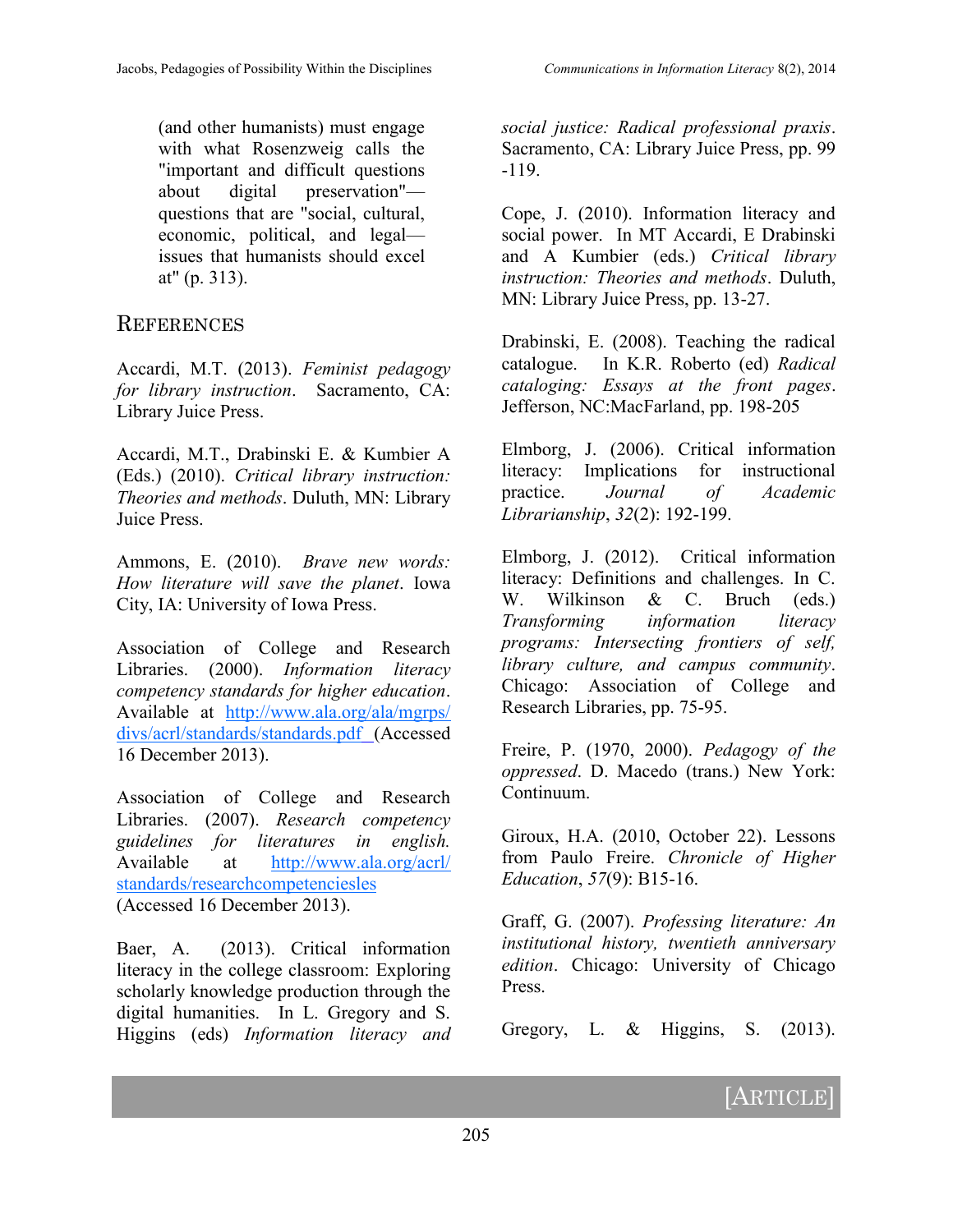(and other humanists) must engage with what Rosenzweig calls the "important and difficult questions about digital preservation"—questions that are "social, cultural, economic, political, and legal—issues that humanists should excel at" (p. 313).

## References

Accardi, M.T. (2013). *Feminist pedagogy for library instruction*. Sacramento, CA: Library Juice Press.

Accardi, M.T., Drabinski E. & Kumbier A (Eds.) (2010). *Critical library instruction: Theories and methods*. Duluth, MN: Library Juice Press.

Ammons, E. (2010). *Brave new words: How literature will save the planet*. Iowa City, IA: University of Iowa Press.

Association of College and Research Libraries. (2000). *Information literacy competency standards for higher education*. Available at http://www.ala.org/ala/mgrps/divs/acrl/standards/standards.pdf (Accessed 16 December 2013).

Association of College and Research Libraries. (2007). *Research competency guidelines for literatures in english.* Available at http://www.ala.org/acrl/standards/researchcompetenciesles (Accessed 16 December 2013).

Baer, A. (2013). Critical information literacy in the college classroom: Exploring scholarly knowledge production through the digital humanities. In L. Gregory and S. Higgins (eds) *Information literacy and social justice: Radical professional praxis*. Sacramento, CA: Library Juice Press, pp. 99-119.

Cope, J. (2010). Information literacy and social power. In MT Accardi, E Drabinski and A Kumbier (eds.) *Critical library instruction: Theories and methods*. Duluth, MN: Library Juice Press, pp. 13-27.

Drabinski, E. (2008). Teaching the radical catalogue. In K.R. Roberto (ed) *Radical cataloging: Essays at the front pages*. Jefferson, NC:MacFarland, pp. 198-205

Elmborg, J. (2006). Critical information literacy: Implications for instructional practice. *Journal of Academic Librarianship*, *32*(2): 192-199.

Elmborg, J. (2012). Critical information literacy: Definitions and challenges. In C. W. Wilkinson & C. Bruch (eds.) *Transforming information literacy programs: Intersecting frontiers of self, library culture, and campus community*. Chicago: Association of College and Research Libraries, pp. 75-95.

Freire, P. (1970, 2000). *Pedagogy of the oppressed*. D. Macedo (trans.) New York: Continuum.

Giroux, H.A. (2010, October 22). Lessons from Paulo Freire. *Chronicle of Higher Education*, *57*(9): B15-16.

Graff, G. (2007). *Professing literature: An institutional history, twentieth anniversary edition*. Chicago: University of Chicago Press.

Gregory, L. & Higgins, S. (2013).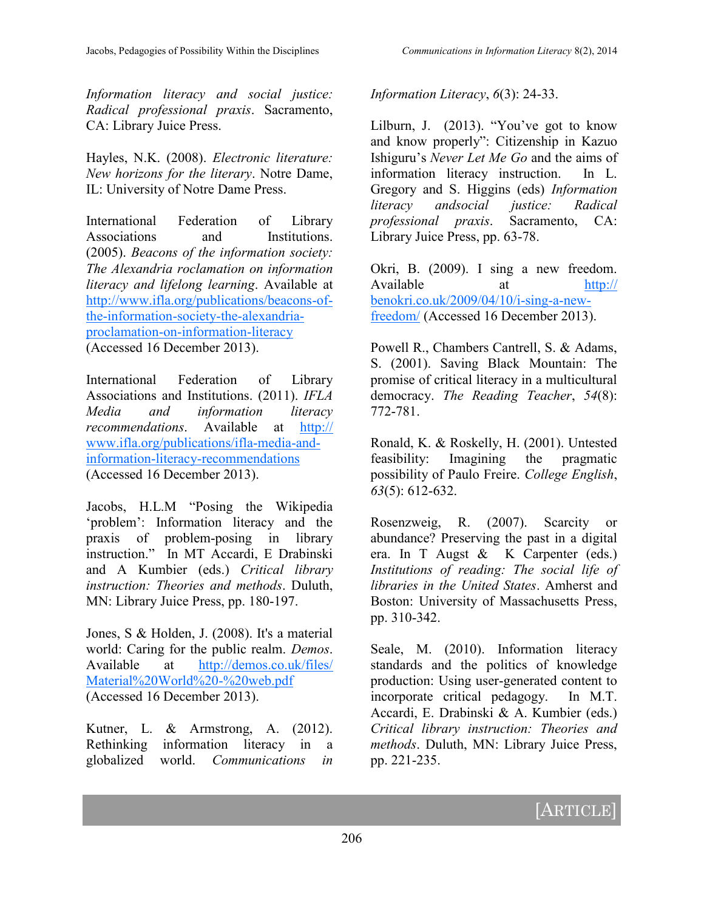*Information literacy and social justice: Radical professional praxis*. Sacramento, CA: Library Juice Press.

Hayles, N.K. (2008). *Electronic literature: New horizons for the literary*. Notre Dame, IL: University of Notre Dame Press.

International Federation of Library Associations and Institutions. (2005). *Beacons of the information society: The Alexandria roclamation on information literacy and lifelong learning*. Available at http://www.ifla.org/publications/beacons-of-the-information-society-the-alexandria-proclamation-on-information-literacy (Accessed 16 December 2013).

International Federation of Library Associations and Institutions. (2011). *IFLA Media and information literacy recommendations*. Available at http://www.ifla.org/publications/ifla-media-and-information-literacy-recommendations (Accessed 16 December 2013).

Jacobs, H.L.M "Posing the Wikipedia 'problem': Information literacy and the praxis of problem-posing in library instruction." In MT Accardi, E Drabinski and A Kumbier (eds.) *Critical library instruction: Theories and methods*. Duluth, MN: Library Juice Press, pp. 180-197.

Jones, S & Holden, J. (2008). It's a material world: Caring for the public realm. *Demos*. Available at http://demos.co.uk/files/Material%20World%20-%20web.pdf (Accessed 16 December 2013).

Kutner, L. & Armstrong, A. (2012). Rethinking information literacy in a globalized world. *Communications in Information Literacy*, *6*(3): 24-33.

Lilburn, J. (2013). "You've got to know and know properly": Citizenship in Kazuo Ishiguru's *Never Let Me Go* and the aims of information literacy instruction. In L. Gregory and S. Higgins (eds) *Information literacy andsocial justice: Radical professional praxis*. Sacramento, CA: Library Juice Press, pp. 63-78.

Okri, B. (2009). I sing a new freedom. Available at http://benokri.co.uk/2009/04/10/i-sing-a-new-freedom/ (Accessed 16 December 2013).

Powell R., Chambers Cantrell, S. & Adams, S. (2001). Saving Black Mountain: The promise of critical literacy in a multicultural democracy. *The Reading Teacher*, *54*(8): 772-781.

Ronald, K. & Roskelly, H. (2001). Untested feasibility: Imagining the pragmatic possibility of Paulo Freire. *College English*, *63*(5): 612-632.

Rosenzweig, R. (2007). Scarcity or abundance? Preserving the past in a digital era. In T Augst & K Carpenter (eds.) *Institutions of reading: The social life of libraries in the United States*. Amherst and Boston: University of Massachusetts Press, pp. 310-342.

Seale, M. (2010). Information literacy standards and the politics of knowledge production: Using user-generated content to incorporate critical pedagogy. In M.T. Accardi, E. Drabinski & A. Kumbier (eds.) *Critical library instruction: Theories and methods*. Duluth, MN: Library Juice Press, pp. 221-235.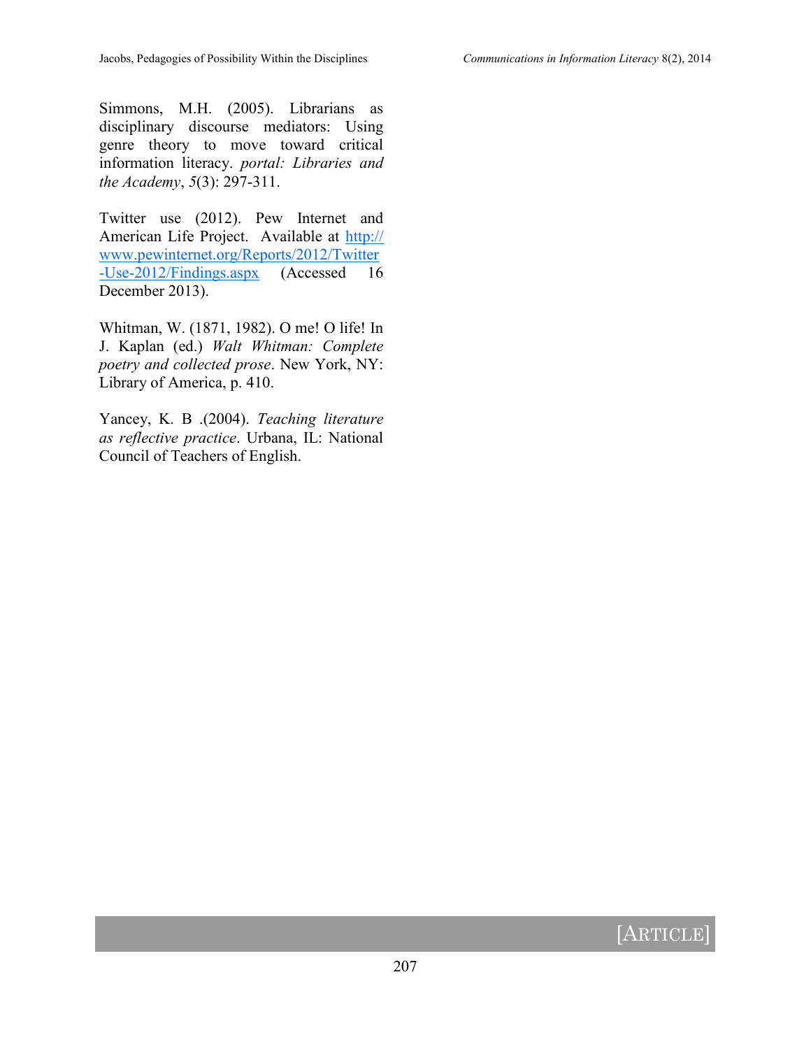Simmons, M.H. (2005). Librarians as disciplinary discourse mediators: Using genre theory to move toward critical information literacy. *portal: Libraries and the Academy*, *5*(3): 297-311.

Twitter use (2012). Pew Internet and American Life Project. Available at http://www.pewinternet.org/Reports/2012/Twitter-Use-2012/Findings.aspx (Accessed 16 December 2013).

Whitman, W. (1871, 1982). O me! O life! In J. Kaplan (ed.) *Walt Whitman: Complete poetry and collected prose*. New York, NY: Library of America, p. 410.

Yancey, K. B .(2004). *Teaching literature as reflective practice*. Urbana, IL: National Council of Teachers of English.